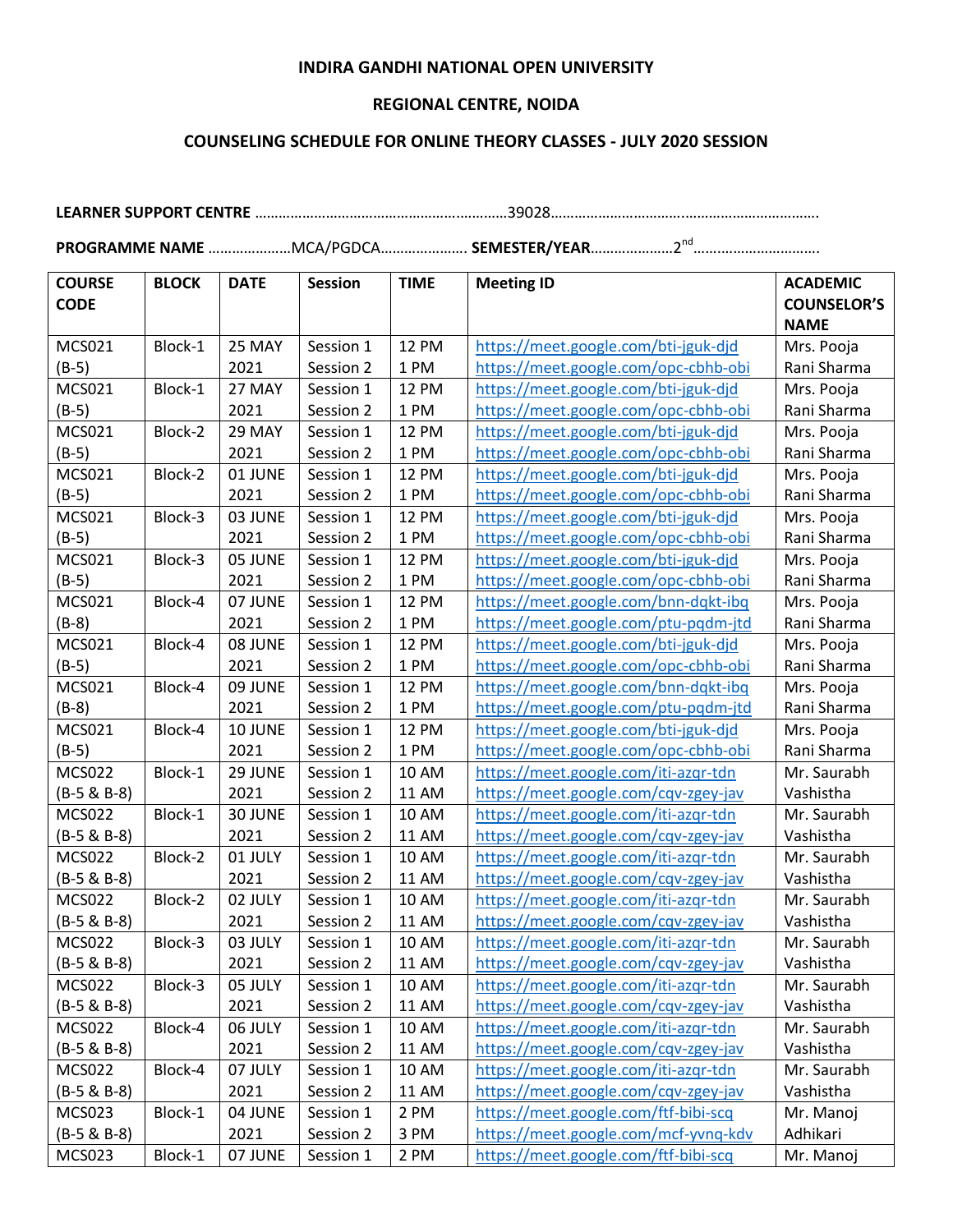**INDIRA GANDHI NATIONAL OPEN UNIVERSITY**

**REGIONAL CENTRE, NOIDA**

**COUNSELING SCHEDULE FOR ONLINE THEORY CLASSES - JULY 2020 SESSION**

**LEARNER SUPPORT CENTRE** ……………………………………………………39028…………………………..……………………………

**PROGRAMME NAME** …………………MCA/PGDCA…………………. **SEMESTER/YEAR**…………………2nd……………………………

| COURSE CODE | BLOCK | DATE | Session | TIME | Meeting ID | ACADEMIC COUNSELOR'S NAME |
|---|---|---|---|---|---|---|
| MCS021 (B-5) | Block-1 | 25 MAY 2021 | Session 1<br>Session 2 | 12 PM<br>1 PM | https://meet.google.com/bti-jguk-djd<br>https://meet.google.com/opc-cbhb-obi | Mrs. Pooja Rani Sharma |
| MCS021 (B-5) | Block-1 | 27 MAY 2021 | Session 1<br>Session 2 | 12 PM<br>1 PM | https://meet.google.com/bti-jguk-djd<br>https://meet.google.com/opc-cbhb-obi | Mrs. Pooja Rani Sharma |
| MCS021 (B-5) | Block-2 | 29 MAY 2021 | Session 1<br>Session 2 | 12 PM<br>1 PM | https://meet.google.com/bti-jguk-djd<br>https://meet.google.com/opc-cbhb-obi | Mrs. Pooja Rani Sharma |
| MCS021 (B-5) | Block-2 | 01 JUNE 2021 | Session 1<br>Session 2 | 12 PM<br>1 PM | https://meet.google.com/bti-jguk-djd<br>https://meet.google.com/opc-cbhb-obi | Mrs. Pooja Rani Sharma |
| MCS021 (B-5) | Block-3 | 03 JUNE 2021 | Session 1<br>Session 2 | 12 PM<br>1 PM | https://meet.google.com/bti-jguk-djd<br>https://meet.google.com/opc-cbhb-obi | Mrs. Pooja Rani Sharma |
| MCS021 (B-5) | Block-3 | 05 JUNE 2021 | Session 1<br>Session 2 | 12 PM<br>1 PM | https://meet.google.com/bti-jguk-djd<br>https://meet.google.com/opc-cbhb-obi | Mrs. Pooja Rani Sharma |
| MCS021 (B-8) | Block-4 | 07 JUNE 2021 | Session 1<br>Session 2 | 12 PM<br>1 PM | https://meet.google.com/bnn-dqkt-ibq<br>https://meet.google.com/ptu-pqdm-jtd | Mrs. Pooja Rani Sharma |
| MCS021 (B-5) | Block-4 | 08 JUNE 2021 | Session 1<br>Session 2 | 12 PM<br>1 PM | https://meet.google.com/bti-jguk-djd<br>https://meet.google.com/opc-cbhb-obi | Mrs. Pooja Rani Sharma |
| MCS021 (B-8) | Block-4 | 09 JUNE 2021 | Session 1<br>Session 2 | 12 PM<br>1 PM | https://meet.google.com/bnn-dqkt-ibq<br>https://meet.google.com/ptu-pqdm-jtd | Mrs. Pooja Rani Sharma |
| MCS021 (B-5) | Block-4 | 10 JUNE 2021 | Session 1<br>Session 2 | 12 PM<br>1 PM | https://meet.google.com/bti-jguk-djd<br>https://meet.google.com/opc-cbhb-obi | Mrs. Pooja Rani Sharma |
| MCS022 (B-5 & B-8) | Block-1 | 29 JUNE 2021 | Session 1<br>Session 2 | 10 AM<br>11 AM | https://meet.google.com/iti-azqr-tdn<br>https://meet.google.com/cqv-zgey-jav | Mr. Saurabh Vashistha |
| MCS022 (B-5 & B-8) | Block-1 | 30 JUNE 2021 | Session 1<br>Session 2 | 10 AM<br>11 AM | https://meet.google.com/iti-azqr-tdn<br>https://meet.google.com/cqv-zgey-jav | Mr. Saurabh Vashistha |
| MCS022 (B-5 & B-8) | Block-2 | 01 JULY 2021 | Session 1<br>Session 2 | 10 AM<br>11 AM | https://meet.google.com/iti-azqr-tdn<br>https://meet.google.com/cqv-zgey-jav | Mr. Saurabh Vashistha |
| MCS022 (B-5 & B-8) | Block-2 | 02 JULY 2021 | Session 1<br>Session 2 | 10 AM<br>11 AM | https://meet.google.com/iti-azqr-tdn<br>https://meet.google.com/cqv-zgey-jav | Mr. Saurabh Vashistha |
| MCS022 (B-5 & B-8) | Block-3 | 03 JULY 2021 | Session 1<br>Session 2 | 10 AM<br>11 AM | https://meet.google.com/iti-azqr-tdn<br>https://meet.google.com/cqv-zgey-jav | Mr. Saurabh Vashistha |
| MCS022 (B-5 & B-8) | Block-3 | 05 JULY 2021 | Session 1<br>Session 2 | 10 AM<br>11 AM | https://meet.google.com/iti-azqr-tdn<br>https://meet.google.com/cqv-zgey-jav | Mr. Saurabh Vashistha |
| MCS022 (B-5 & B-8) | Block-4 | 06 JULY 2021 | Session 1<br>Session 2 | 10 AM<br>11 AM | https://meet.google.com/iti-azqr-tdn<br>https://meet.google.com/cqv-zgey-jav | Mr. Saurabh Vashistha |
| MCS022 (B-5 & B-8) | Block-4 | 07 JULY 2021 | Session 1<br>Session 2 | 10 AM<br>11 AM | https://meet.google.com/iti-azqr-tdn<br>https://meet.google.com/cqv-zgey-jav | Mr. Saurabh Vashistha |
| MCS023 (B-5 & B-8) | Block-1 | 04 JUNE 2021 | Session 1<br>Session 2 | 2 PM<br>3 PM | https://meet.google.com/ftf-bibi-scq<br>https://meet.google.com/mcf-yvnq-kdv | Mr. Manoj Adhikari |
| MCS023 | Block-1 | 07 JUNE | Session 1 | 2 PM | https://meet.google.com/ftf-bibi-scq | Mr. Manoj |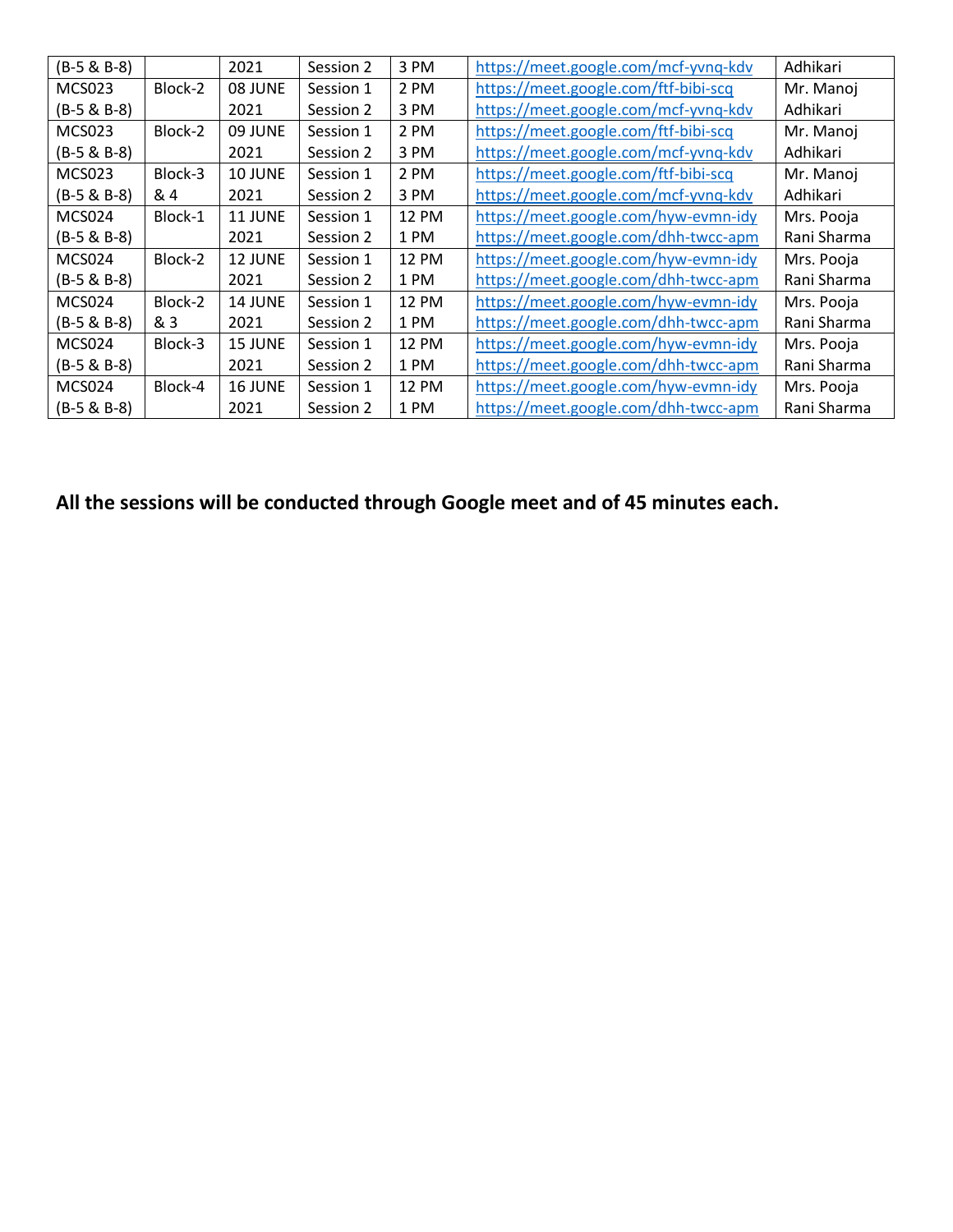| | | | | | | |
|---|---|---|---|---|---|---|
| (B-5 & B-8) | | 2021 | Session 2 | 3 PM | https://meet.google.com/mcf-yvnq-kdv | Adhikari |
| MCS023 (B-5 & B-8) | Block-2 | 08 JUNE 2021 | Session 1<br>Session 2 | 2 PM<br>3 PM | https://meet.google.com/ftf-bibi-scq<br>https://meet.google.com/mcf-yvnq-kdv | Mr. Manoj Adhikari |
| MCS023 (B-5 & B-8) | Block-2 | 09 JUNE 2021 | Session 1<br>Session 2 | 2 PM<br>3 PM | https://meet.google.com/ftf-bibi-scq<br>https://meet.google.com/mcf-yvnq-kdv | Mr. Manoj Adhikari |
| MCS023 (B-5 & B-8) | Block-3 & 4 | 10 JUNE 2021 | Session 1<br>Session 2 | 2 PM<br>3 PM | https://meet.google.com/ftf-bibi-scq<br>https://meet.google.com/mcf-yvnq-kdv | Mr. Manoj Adhikari |
| MCS024 (B-5 & B-8) | Block-1 | 11 JUNE 2021 | Session 1<br>Session 2 | 12 PM<br>1 PM | https://meet.google.com/hyw-evmn-idy<br>https://meet.google.com/dhh-twcc-apm | Mrs. Pooja Rani Sharma |
| MCS024 (B-5 & B-8) | Block-2 | 12 JUNE 2021 | Session 1<br>Session 2 | 12 PM<br>1 PM | https://meet.google.com/hyw-evmn-idy<br>https://meet.google.com/dhh-twcc-apm | Mrs. Pooja Rani Sharma |
| MCS024 (B-5 & B-8) | Block-2 & 3 | 14 JUNE 2021 | Session 1<br>Session 2 | 12 PM<br>1 PM | https://meet.google.com/hyw-evmn-idy<br>https://meet.google.com/dhh-twcc-apm | Mrs. Pooja Rani Sharma |
| MCS024 (B-5 & B-8) | Block-3 | 15 JUNE 2021 | Session 1<br>Session 2 | 12 PM<br>1 PM | https://meet.google.com/hyw-evmn-idy<br>https://meet.google.com/dhh-twcc-apm | Mrs. Pooja Rani Sharma |
| MCS024 (B-5 & B-8) | Block-4 | 16 JUNE 2021 | Session 1<br>Session 2 | 12 PM<br>1 PM | https://meet.google.com/hyw-evmn-idy<br>https://meet.google.com/dhh-twcc-apm | Mrs. Pooja Rani Sharma |

**All the sessions will be conducted through Google meet and of 45 minutes each.**